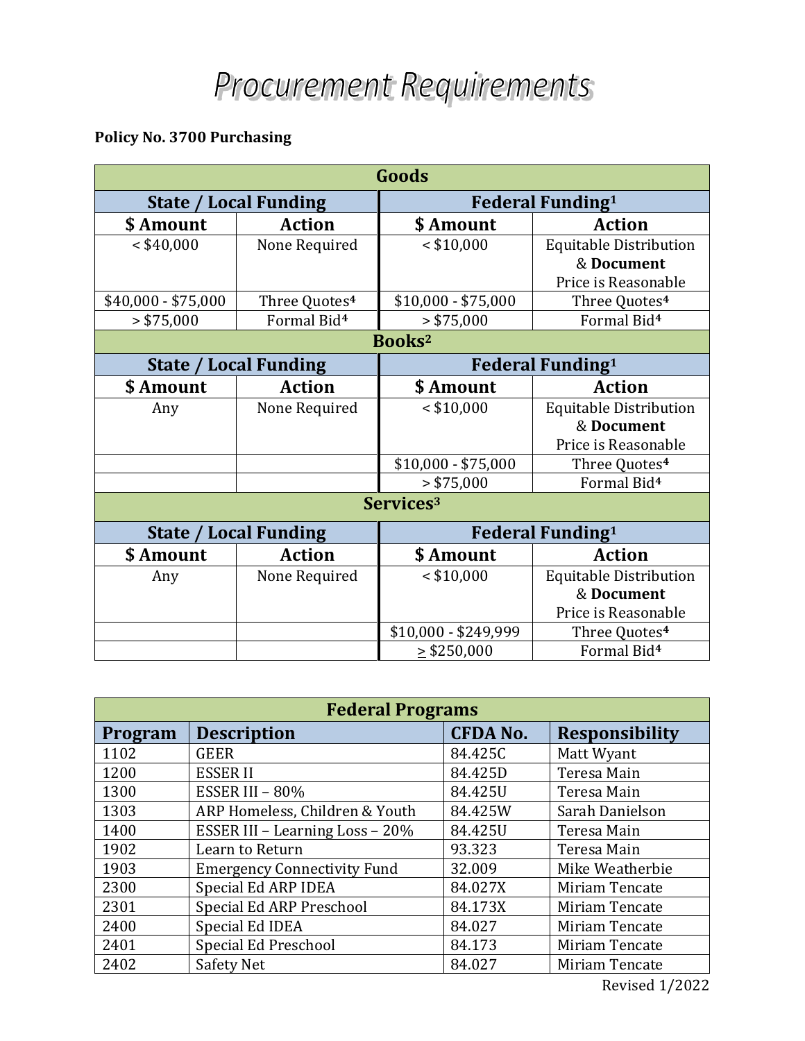# Procurement Requirements

**Policy No. 3700 Purchasing**

| Goods | | | |
|---|---|---|---|
| **State / Local Funding** | | **Federal Funding[1]** | |
| **$ Amount** | **Action** | **$ Amount** | **Action** |
| < $40,000 | None Required | < $10,000 | Equitable Distribution & **Document** Price is Reasonable |
| $40,000 - $75,000 | Three Quotes[4] | $10,000 - $75,000 | Three Quotes[4] |
| > $75,000 | Formal Bid[4] | > $75,000 | Formal Bid[4] |
| **Books[2]** | | | |
| **State / Local Funding** | | **Federal Funding[1]** | |
| **$ Amount** | **Action** | **$ Amount** | **Action** |
| Any | None Required | < $10,000 | Equitable Distribution & **Document** Price is Reasonable |
| | | $10,000 - $75,000 | Three Quotes[4] |
| | | > $75,000 | Formal Bid[4] |
| **Services[3]** | | | |
| **State / Local Funding** | | **Federal Funding[1]** | |
| **$ Amount** | **Action** | **$ Amount** | **Action** |
| Any | None Required | < $10,000 | Equitable Distribution & **Document** Price is Reasonable |
| | | $10,000 - $249,999 | Three Quotes[4] |
| | | ≥ $250,000 | Formal Bid[4] |

| Federal Programs | | | |
|---|---|---|---|
| **Program** | **Description** | **CFDA No.** | **Responsibility** |
| 1102 | GEER | 84.425C | Matt Wyant |
| 1200 | ESSER II | 84.425D | Teresa Main |
| 1300 | ESSER III – 80% | 84.425U | Teresa Main |
| 1303 | ARP Homeless, Children & Youth | 84.425W | Sarah Danielson |
| 1400 | ESSER III – Learning Loss – 20% | 84.425U | Teresa Main |
| 1902 | Learn to Return | 93.323 | Teresa Main |
| 1903 | Emergency Connectivity Fund | 32.009 | Mike Weatherbie |
| 2300 | Special Ed ARP IDEA | 84.027X | Miriam Tencate |
| 2301 | Special Ed ARP Preschool | 84.173X | Miriam Tencate |
| 2400 | Special Ed IDEA | 84.027 | Miriam Tencate |
| 2401 | Special Ed Preschool | 84.173 | Miriam Tencate |
| 2402 | Safety Net | 84.027 | Miriam Tencate |

Revised 1/2022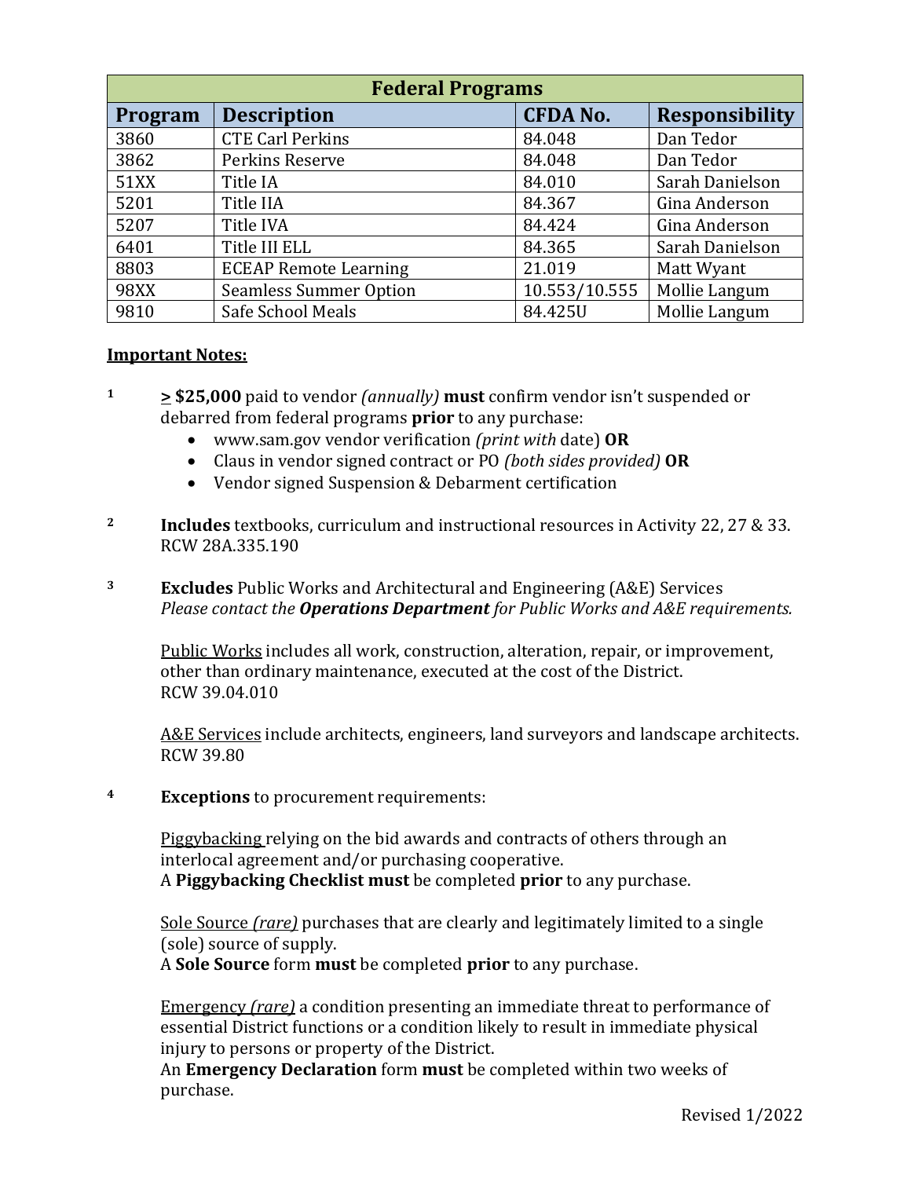| Federal Programs | | | |
|---|---|---|---|
| **Program** | **Description** | **CFDA No.** | **Responsibility** |
| 3860 | CTE Carl Perkins | 84.048 | Dan Tedor |
| 3862 | Perkins Reserve | 84.048 | Dan Tedor |
| 51XX | Title IA | 84.010 | Sarah Danielson |
| 5201 | Title IIA | 84.367 | Gina Anderson |
| 5207 | Title IVA | 84.424 | Gina Anderson |
| 6401 | Title III ELL | 84.365 | Sarah Danielson |
| 8803 | ECEAP Remote Learning | 21.019 | Matt Wyant |
| 98XX | Seamless Summer Option | 10.553/10.555 | Mollie Langum |
| 9810 | Safe School Meals | 84.425U | Mollie Langum |

**Important Notes:**

[1] **≥ $25,000** paid to vendor *(annually)* **must** confirm vendor isn't suspended or debarred from federal programs **prior** to any purchase:

- www.sam.gov vendor verification *(print with* date) **OR**
- Claus in vendor signed contract or PO *(both sides provided)* **OR**
- Vendor signed Suspension & Debarment certification

[2] **Includes** textbooks, curriculum and instructional resources in Activity 22, 27 & 33. RCW 28A.335.190

[3] **Excludes** Public Works and Architectural and Engineering (A&E) Services
*Please contact the **Operations Department** for Public Works and A&E requirements.*

Public Works includes all work, construction, alteration, repair, or improvement, other than ordinary maintenance, executed at the cost of the District. RCW 39.04.010

A&E Services include architects, engineers, land surveyors and landscape architects. RCW 39.80

[4] **Exceptions** to procurement requirements:

Piggybacking relying on the bid awards and contracts of others through an interlocal agreement and/or purchasing cooperative.
A **Piggybacking Checklist must** be completed **prior** to any purchase.

Sole Source *(rare)* purchases that are clearly and legitimately limited to a single (sole) source of supply.
A **Sole Source** form **must** be completed **prior** to any purchase.

Emergency *(rare)* a condition presenting an immediate threat to performance of essential District functions or a condition likely to result in immediate physical injury to persons or property of the District.
An **Emergency Declaration** form **must** be completed within two weeks of purchase.

Revised 1/2022